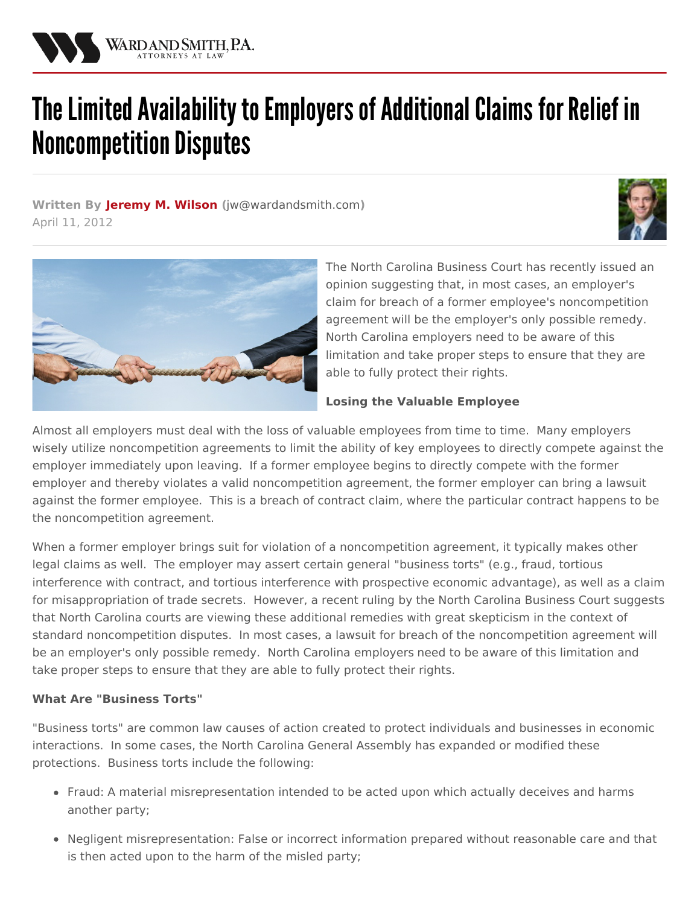# The Limited Availability to Employers of Additional Claims for Relief in Noncompetition Disputes

**Written By Jeremy M. Wilson** (jw@wardandsmith.com)
April 11, 2012

The North Carolina Business Court has recently issued an opinion suggesting that, in most cases, an employer's claim for breach of a former employee's noncompetition agreement will be the employer's only possible remedy. North Carolina employers need to be aware of this limitation and take proper steps to ensure that they are able to fully protect their rights.

**Losing the Valuable Employee**

Almost all employers must deal with the loss of valuable employees from time to time. Many employers wisely utilize noncompetition agreements to limit the ability of key employees to directly compete against the employer immediately upon leaving. If a former employee begins to directly compete with the former employer and thereby violates a valid noncompetition agreement, the former employer can bring a lawsuit against the former employee. This is a breach of contract claim, where the particular contract happens to be the noncompetition agreement.

When a former employer brings suit for violation of a noncompetition agreement, it typically makes other legal claims as well. The employer may assert certain general "business torts" (e.g., fraud, tortious interference with contract, and tortious interference with prospective economic advantage), as well as a claim for misappropriation of trade secrets. However, a recent ruling by the North Carolina Business Court suggests that North Carolina courts are viewing these additional remedies with great skepticism in the context of standard noncompetition disputes. In most cases, a lawsuit for breach of the noncompetition agreement will be an employer's only possible remedy. North Carolina employers need to be aware of this limitation and take proper steps to ensure that they are able to fully protect their rights.

**What Are "Business Torts"**

"Business torts" are common law causes of action created to protect individuals and businesses in economic interactions. In some cases, the North Carolina General Assembly has expanded or modified these protections. Business torts include the following:

- Fraud: A material misrepresentation intended to be acted upon which actually deceives and harms another party;
- Negligent misrepresentation: False or incorrect information prepared without reasonable care and that is then acted upon to the harm of the misled party;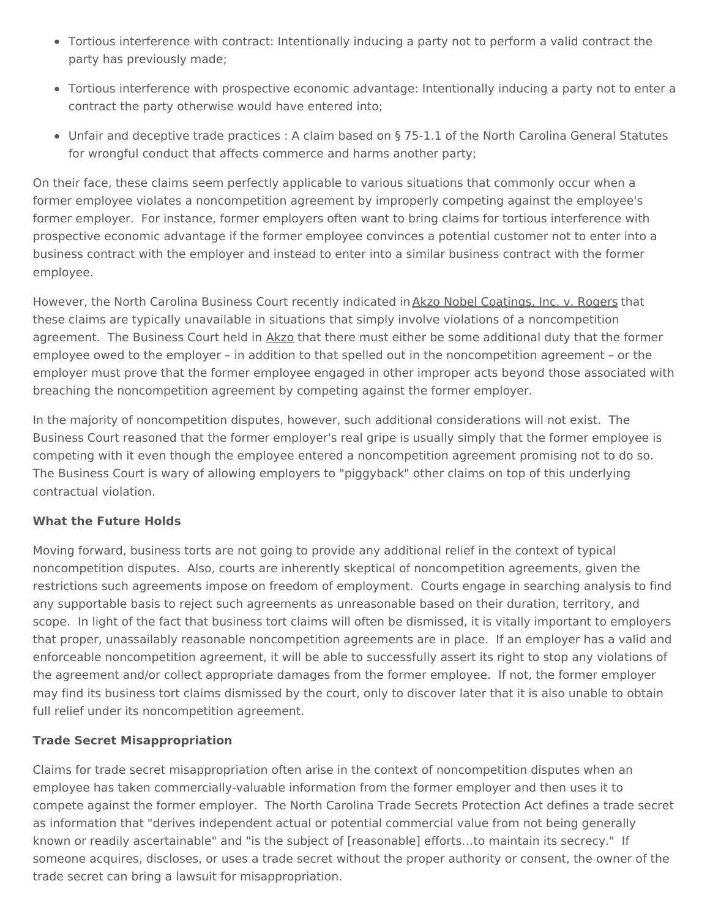- Tortious interference with contract: Intentionally inducing a party not to perform a valid contract the party has previously made;
- Tortious interference with prospective economic advantage: Intentionally inducing a party not to enter a contract the party otherwise would have entered into;
- Unfair and deceptive trade practices : A claim based on § 75-1.1 of the North Carolina General Statutes for wrongful conduct that affects commerce and harms another party;

On their face, these claims seem perfectly applicable to various situations that commonly occur when a former employee violates a noncompetition agreement by improperly competing against the employee's former employer. For instance, former employers often want to bring claims for tortious interference with prospective economic advantage if the former employee convinces a potential customer not to enter into a business contract with the employer and instead to enter into a similar business contract with the former employee.

However, the North Carolina Business Court recently indicated in Akzo Nobel Coatings, Inc. v. Rogers that these claims are typically unavailable in situations that simply involve violations of a noncompetition agreement. The Business Court held in Akzo that there must either be some additional duty that the former employee owed to the employer – in addition to that spelled out in the noncompetition agreement – or the employer must prove that the former employee engaged in other improper acts beyond those associated with breaching the noncompetition agreement by competing against the former employer.

In the majority of noncompetition disputes, however, such additional considerations will not exist. The Business Court reasoned that the former employer's real gripe is usually simply that the former employee is competing with it even though the employee entered a noncompetition agreement promising not to do so. The Business Court is wary of allowing employers to "piggyback" other claims on top of this underlying contractual violation.

**What the Future Holds**

Moving forward, business torts are not going to provide any additional relief in the context of typical noncompetition disputes. Also, courts are inherently skeptical of noncompetition agreements, given the restrictions such agreements impose on freedom of employment. Courts engage in searching analysis to find any supportable basis to reject such agreements as unreasonable based on their duration, territory, and scope. In light of the fact that business tort claims will often be dismissed, it is vitally important to employers that proper, unassailably reasonable noncompetition agreements are in place. If an employer has a valid and enforceable noncompetition agreement, it will be able to successfully assert its right to stop any violations of the agreement and/or collect appropriate damages from the former employee. If not, the former employer may find its business tort claims dismissed by the court, only to discover later that it is also unable to obtain full relief under its noncompetition agreement.

**Trade Secret Misappropriation**

Claims for trade secret misappropriation often arise in the context of noncompetition disputes when an employee has taken commercially-valuable information from the former employer and then uses it to compete against the former employer. The North Carolina Trade Secrets Protection Act defines a trade secret as information that "derives independent actual or potential commercial value from not being generally known or readily ascertainable" and "is the subject of [reasonable] efforts…to maintain its secrecy." If someone acquires, discloses, or uses a trade secret without the proper authority or consent, the owner of the trade secret can bring a lawsuit for misappropriation.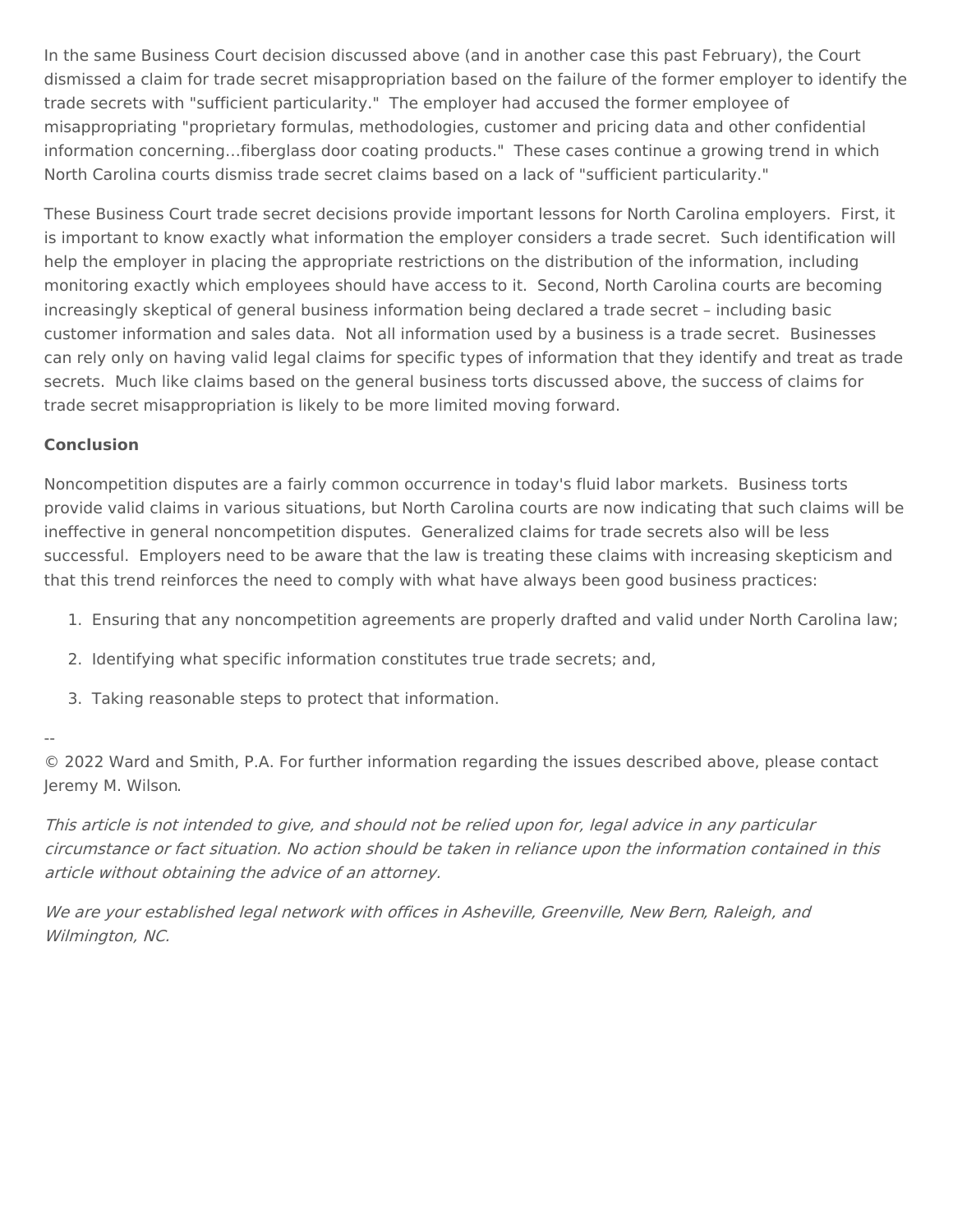In the same Business Court decision discussed above (and in another case this past February), the Court dismissed a claim for trade secret misappropriation based on the failure of the former employer to identify the trade secrets with "sufficient particularity." The employer had accused the former employee of misappropriating "proprietary formulas, methodologies, customer and pricing data and other confidential information concerning…fiberglass door coating products." These cases continue a growing trend in which North Carolina courts dismiss trade secret claims based on a lack of "sufficient particularity."

These Business Court trade secret decisions provide important lessons for North Carolina employers. First, it is important to know exactly what information the employer considers a trade secret. Such identification will help the employer in placing the appropriate restrictions on the distribution of the information, including monitoring exactly which employees should have access to it. Second, North Carolina courts are becoming increasingly skeptical of general business information being declared a trade secret – including basic customer information and sales data. Not all information used by a business is a trade secret. Businesses can rely only on having valid legal claims for specific types of information that they identify and treat as trade secrets. Much like claims based on the general business torts discussed above, the success of claims for trade secret misappropriation is likely to be more limited moving forward.

**Conclusion**

Noncompetition disputes are a fairly common occurrence in today's fluid labor markets. Business torts provide valid claims in various situations, but North Carolina courts are now indicating that such claims will be ineffective in general noncompetition disputes. Generalized claims for trade secrets also will be less successful. Employers need to be aware that the law is treating these claims with increasing skepticism and that this trend reinforces the need to comply with what have always been good business practices:

1. Ensuring that any noncompetition agreements are properly drafted and valid under North Carolina law;
2. Identifying what specific information constitutes true trade secrets; and,
3. Taking reasonable steps to protect that information.

--
© 2022 Ward and Smith, P.A. For further information regarding the issues described above, please contact Jeremy M. Wilson.

*This article is not intended to give, and should not be relied upon for, legal advice in any particular circumstance or fact situation. No action should be taken in reliance upon the information contained in this article without obtaining the advice of an attorney.*

*We are your established legal network with offices in Asheville, Greenville, New Bern, Raleigh, and Wilmington, NC.*